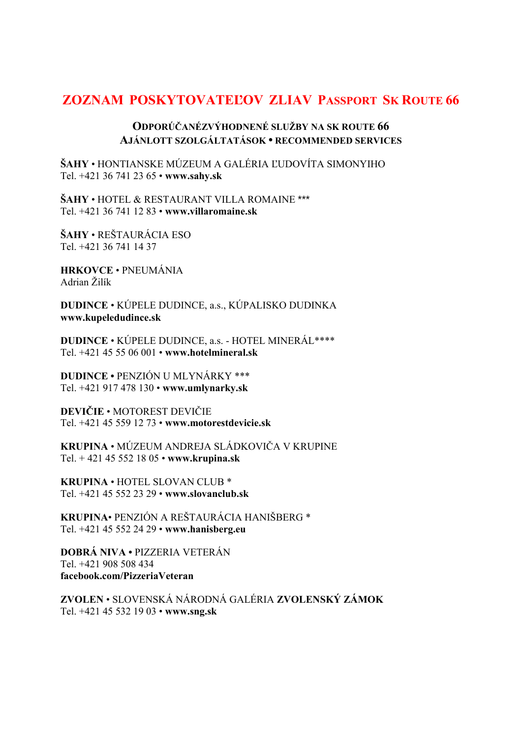# ZOZNAM POSKYTOVATEĽOV ZLIAV PASSPORT SK ROUTE 66

## ODPORÚČANÉZVÝHODNENÉ SLUŽBY NA SK ROUTE 66
## AJÁNLOTT SZOLGÁLTATÁSOK • RECOMMENDED SERVICES

**ŠAHY** • HONTIANSKE MÚZEUM A GALÉRIA ĽUDOVÍTA SIMONYIHO
Tel. +421 36 741 23 65 • **www.sahy.sk**

**ŠAHY** • HOTEL & RESTAURANT VILLA ROMAINE ***
Tel. +421 36 741 12 83 • **www.villaromaine.sk**

**ŠAHY** • REŠTAURÁCIA ESO
Tel. +421 36 741 14 37

**HRKOVCE** • PNEUMÁNIA
Adrian Žilík

**DUDINCE** • KÚPELE DUDINCE, a.s., KÚPALISKO DUDINKA
**www.kupeledudince.sk**

**DUDINCE** • KÚPELE DUDINCE, a.s. - HOTEL MINERÁL****
Tel. +421 45 55 06 001 • **www.hotelmineral.sk**

**DUDINCE •** PENZIÓN U MLYNÁRKY ***
Tel. +421 917 478 130 • **www.umlynarky.sk**

**DEVIČIE** • MOTOREST DEVIČIE
Tel. +421 45 559 12 73 • **www.motorestdevicie.sk**

**KRUPINA** • MÚZEUM ANDREJA SLÁDKOVIČA V KRUPINE
Tel. + 421 45 552 18 05 • **www.krupina.sk**

**KRUPINA** • HOTEL SLOVAN CLUB *
Tel. +421 45 552 23 29 • **www.slovanclub.sk**

**KRUPINA**• PENZIÓN A REŠTAURÁCIA HANIŠBERG *
Tel. +421 45 552 24 29 • **www.hanisberg.eu**

**DOBRÁ NIVA •** PIZZERIA VETERÁN
Tel. +421 908 508 434
**facebook.com/PizzeriaVeteran**

**ZVOLEN** • SLOVENSKÁ NÁRODNÁ GALÉRIA **ZVOLENSKÝ ZÁMOK**
Tel. +421 45 532 19 03 • **www.sng.sk**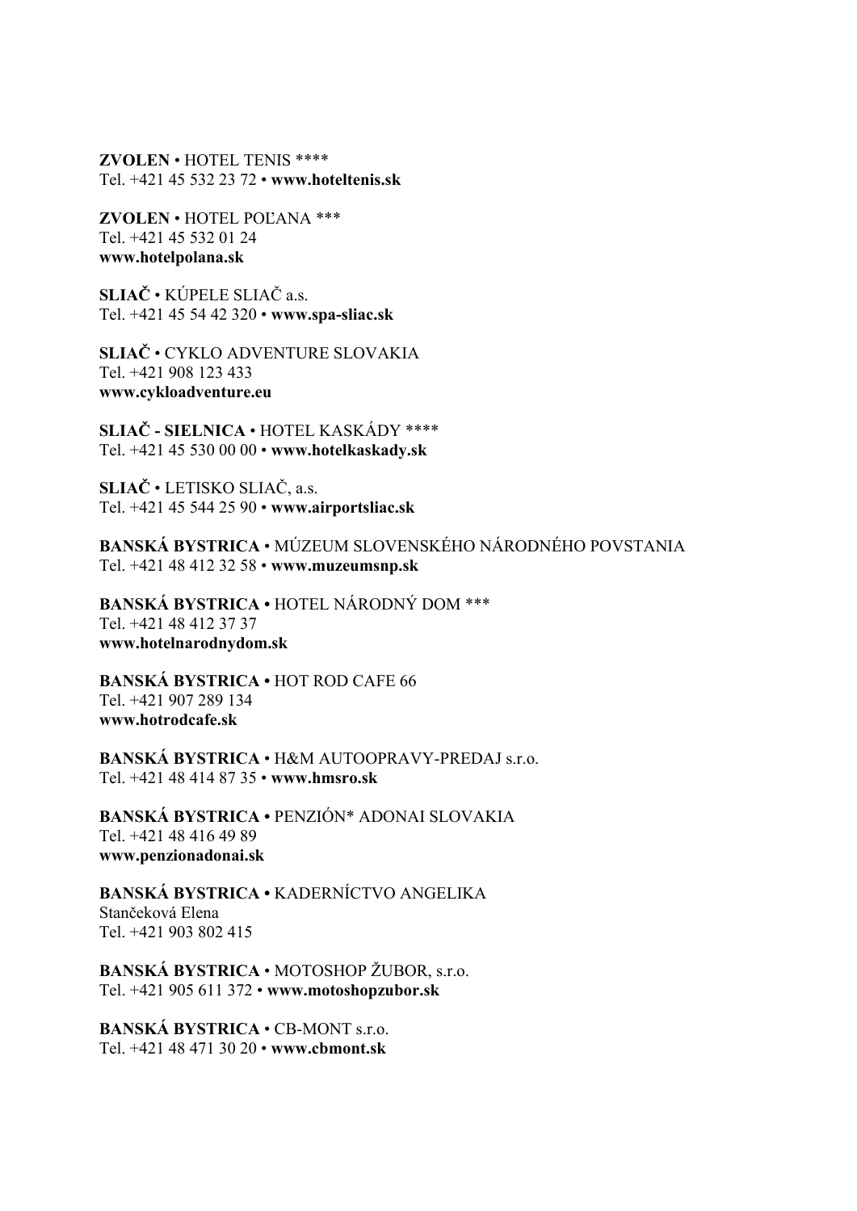**ZVOLEN** • HOTEL TENIS ****
Tel. +421 45 532 23 72 • **www.hoteltenis.sk**

**ZVOLEN** • HOTEL POĽANA ***
Tel. +421 45 532 01 24
**www.hotelpolana.sk**

**SLIAČ** • KÚPELE SLIAČ a.s.
Tel. +421 45 54 42 320 • **www.spa-sliac.sk**

**SLIAČ** • CYKLO ADVENTURE SLOVAKIA
Tel. +421 908 123 433
**www.cykloadventure.eu**

**SLIAČ - SIELNICA** • HOTEL KASKÁDY ****
Tel. +421 45 530 00 00 • **www.hotelkaskady.sk**

**SLIAČ** • LETISKO SLIAČ, a.s.
Tel. +421 45 544 25 90 • **www.airportsliac.sk**

**BANSKÁ BYSTRICA** • MÚZEUM SLOVENSKÉHO NÁRODNÉHO POVSTANIA
Tel. +421 48 412 32 58 • **www.muzeumsnp.sk**

**BANSKÁ BYSTRICA •** HOTEL NÁRODNÝ DOM ***
Tel. +421 48 412 37 37
**www.hotelnarodnydom.sk**

**BANSKÁ BYSTRICA •** HOT ROD CAFE 66
Tel. +421 907 289 134
**www.hotrodcafe.sk**

**BANSKÁ BYSTRICA** • H&M AUTOOPRAVY-PREDAJ s.r.o.
Tel. +421 48 414 87 35 • **www.hmsro.sk**

**BANSKÁ BYSTRICA •** PENZIÓN* ADONAI SLOVAKIA
Tel. +421 48 416 49 89
**www.penzionadonai.sk**

**BANSKÁ BYSTRICA •** KADERNÍCTVO ANGELIKA
Stančeková Elena
Tel. +421 903 802 415

**BANSKÁ BYSTRICA** • MOTOSHOP ŽUBOR, s.r.o.
Tel. +421 905 611 372 • **www.motoshopzubor.sk**

**BANSKÁ BYSTRICA** • CB-MONT s.r.o.
Tel. +421 48 471 30 20 • **www.cbmont.sk**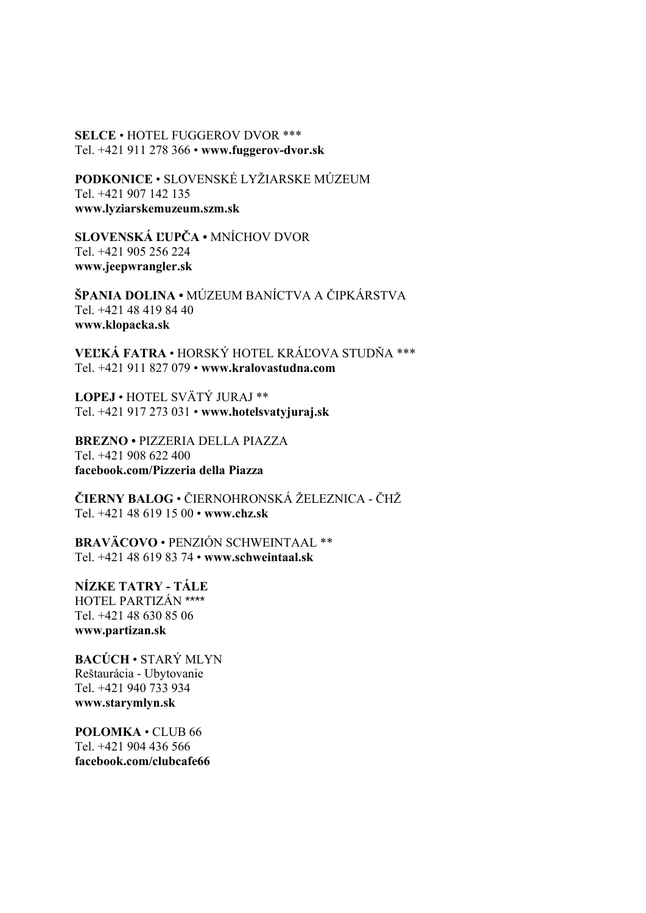**SELCE** • HOTEL FUGGEROV DVOR ***
Tel. +421 911 278 366 • **www.fuggerov-dvor.sk**

**PODKONICE** • SLOVENSKÉ LYŽIARSKE MÚZEUM
Tel. +421 907 142 135
**www.lyziarskemuzeum.szm.sk**

**SLOVENSKÁ ĽUPČA** • MNÍCHOV DVOR
Tel. +421 905 256 224
**www.jeepwrangler.sk**

**ŠPANIA DOLINA** • MÚZEUM BANÍCTVA A ČIPKÁRSTVA
Tel. +421 48 419 84 40
**www.klopacka.sk**

**VEĽKÁ FATRA** • HORSKÝ HOTEL KRÁĽOVA STUDŇA ***
Tel. +421 911 827 079 • **www.kralovastudna.com**

**LOPEJ** • HOTEL SVÄTÝ JURAJ **
Tel. +421 917 273 031 • **www.hotelsvatyjuraj.sk**

**BREZNO** • PIZZERIA DELLA PIAZZA
Tel. +421 908 622 400
**facebook.com/Pizzeria della Piazza**

**ČIERNY BALOG** • ČIERNOHRONSKÁ ŽELEZNICA - ČHŽ
Tel. +421 48 619 15 00 • **www.chz.sk**

**BRAVÄCOVO** • PENZIÓN SCHWEINTAAL **
Tel. +421 48 619 83 74 • **www.schweintaal.sk**

**NÍZKE TATRY - TÁLE**
HOTEL PARTIZÁN ****
Tel. +421 48 630 85 06
**www.partizan.sk**

**BACÚCH** • STARÝ MLYN
Reštaurácia - Ubytovanie
Tel. +421 940 733 934
**www.starymlyn.sk**

**POLOMKA** • CLUB 66
Tel. +421 904 436 566
**facebook.com/clubcafe66**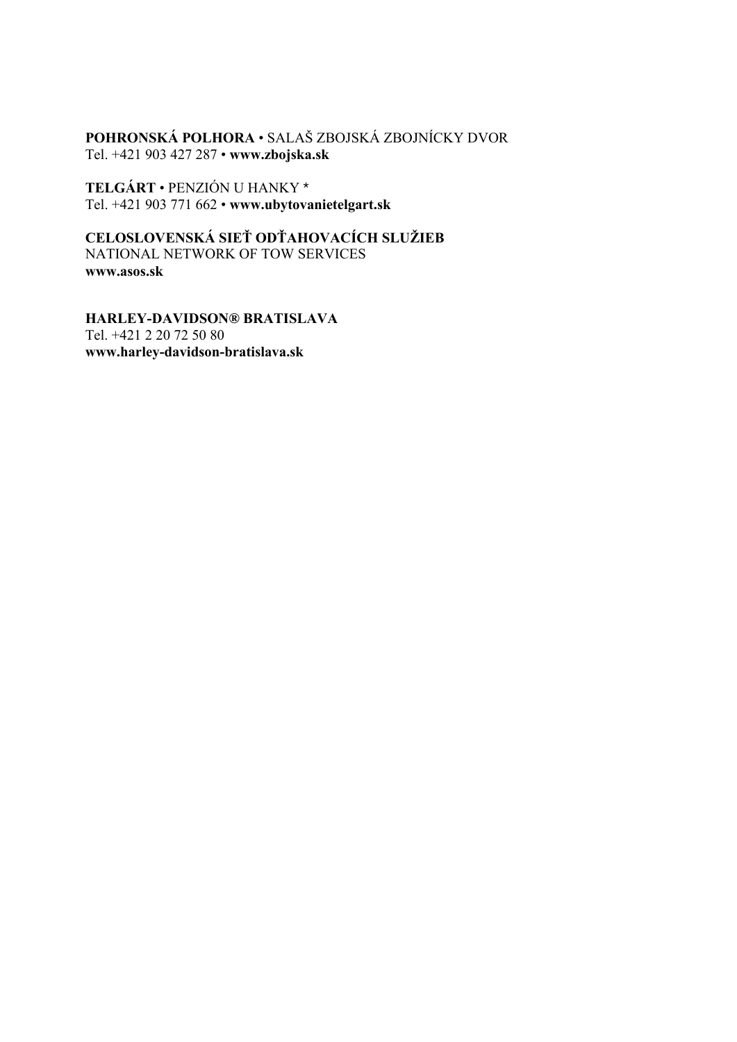**POHRONSKÁ POLHORA** • SALAŠ ZBOJSKÁ ZBOJNÍCKY DVOR
Tel. +421 903 427 287 • **www.zbojska.sk**

**TELGÁRT** • PENZIÓN U HANKY *
Tel. +421 903 771 662 • **www.ubytovanietelgart.sk**

**CELOSLOVENSKÁ SIEŤ ODŤAHOVACÍCH SLUŽIEB**
NATIONAL NETWORK OF TOW SERVICES
**www.asos.sk**

**HARLEY-DAVIDSON® BRATISLAVA**
Tel. +421 2 20 72 50 80
**www.harley-davidson-bratislava.sk**